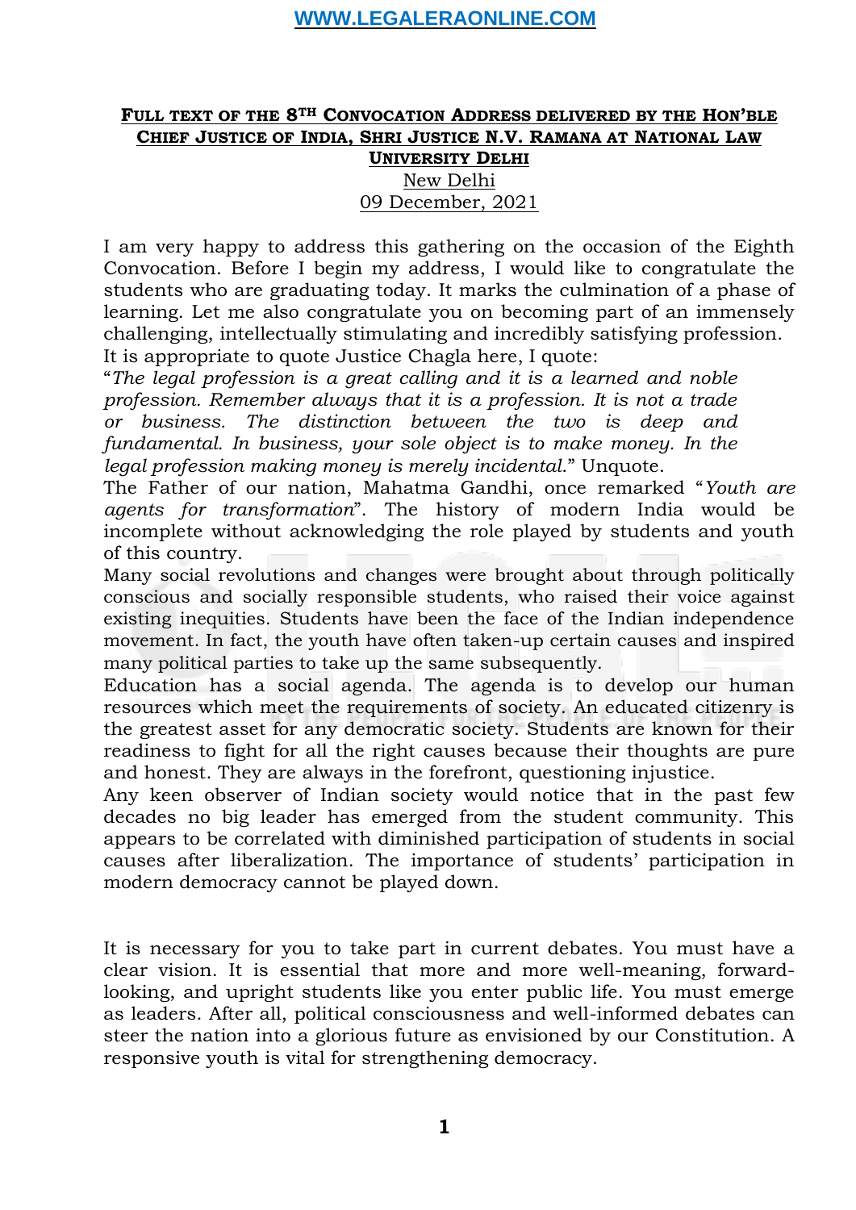**FULL TEXT OF THE 8TH CONVOCATION ADDRESS DELIVERED BY THE HON'BLE CHIEF JUSTICE OF INDIA, SHRI JUSTICE N.V. RAMANA AT NATIONAL LAW UNIVERSITY DELHI**

New Delhi

09 December, 2021

I am very happy to address this gathering on the occasion of the Eighth Convocation. Before I begin my address, I would like to congratulate the students who are graduating today. It marks the culmination of a phase of learning. Let me also congratulate you on becoming part of an immensely challenging, intellectually stimulating and incredibly satisfying profession.

It is appropriate to quote Justice Chagla here, I quote:

"*The legal profession is a great calling and it is a learned and noble profession. Remember always that it is a profession. It is not a trade or business. The distinction between the two is deep and fundamental. In business, your sole object is to make money. In the legal profession making money is merely incidental.*" Unquote.

The Father of our nation, Mahatma Gandhi, once remarked "*Youth are agents for transformation*". The history of modern India would be incomplete without acknowledging the role played by students and youth of this country.

Many social revolutions and changes were brought about through politically conscious and socially responsible students, who raised their voice against existing inequities. Students have been the face of the Indian independence movement. In fact, the youth have often taken-up certain causes and inspired many political parties to take up the same subsequently.

Education has a social agenda. The agenda is to develop our human resources which meet the requirements of society. An educated citizenry is the greatest asset for any democratic society. Students are known for their readiness to fight for all the right causes because their thoughts are pure and honest. They are always in the forefront, questioning injustice.

Any keen observer of Indian society would notice that in the past few decades no big leader has emerged from the student community. This appears to be correlated with diminished participation of students in social causes after liberalization. The importance of students' participation in modern democracy cannot be played down.

It is necessary for you to take part in current debates. You must have a clear vision. It is essential that more and more well-meaning, forward-looking, and upright students like you enter public life. You must emerge as leaders. After all, political consciousness and well-informed debates can steer the nation into a glorious future as envisioned by our Constitution. A responsive youth is vital for strengthening democracy.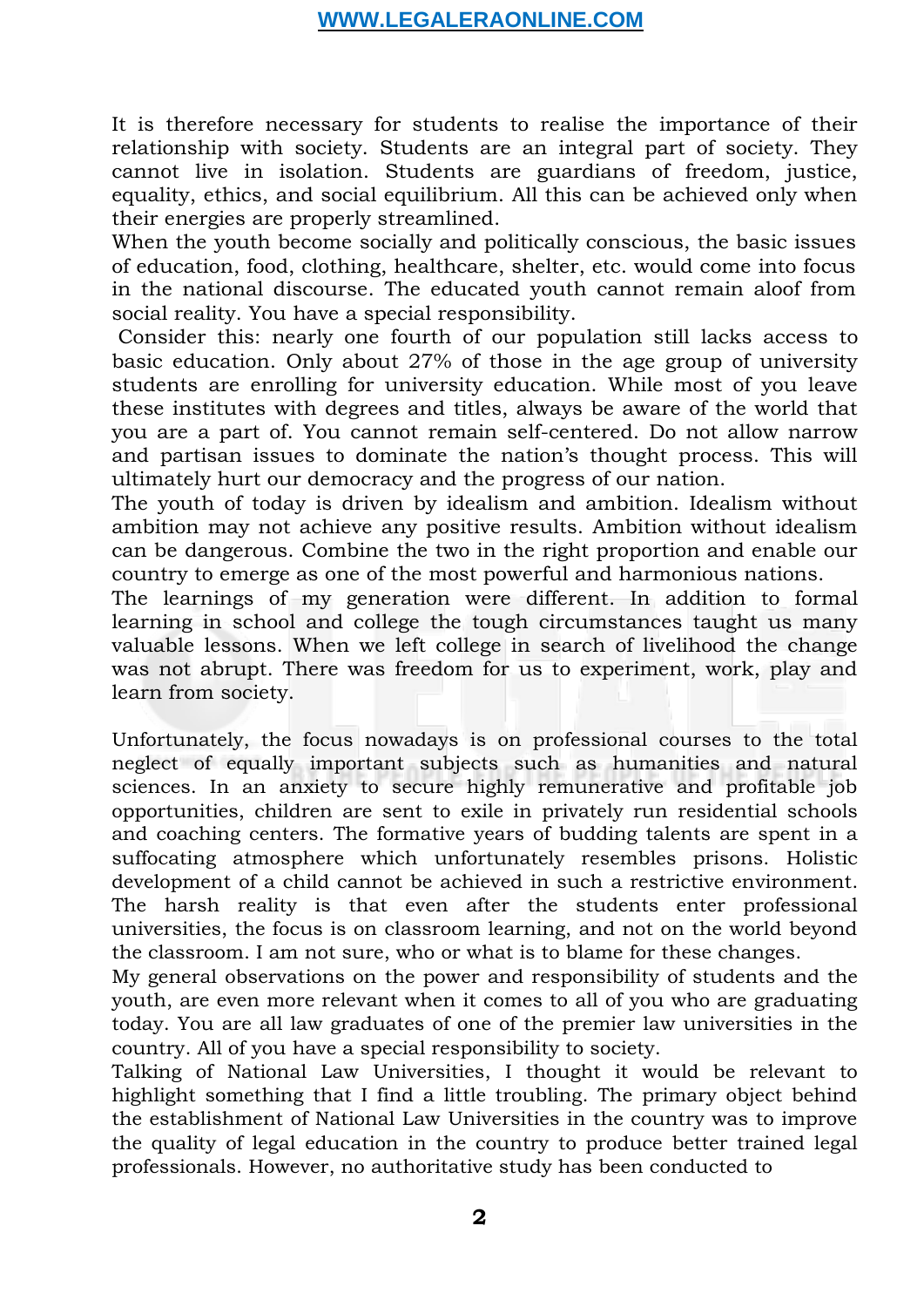It is therefore necessary for students to realise the importance of their relationship with society. Students are an integral part of society. They cannot live in isolation. Students are guardians of freedom, justice, equality, ethics, and social equilibrium. All this can be achieved only when their energies are properly streamlined.

When the youth become socially and politically conscious, the basic issues of education, food, clothing, healthcare, shelter, etc. would come into focus in the national discourse. The educated youth cannot remain aloof from social reality. You have a special responsibility.

Consider this: nearly one fourth of our population still lacks access to basic education. Only about 27% of those in the age group of university students are enrolling for university education. While most of you leave these institutes with degrees and titles, always be aware of the world that you are a part of. You cannot remain self-centered. Do not allow narrow and partisan issues to dominate the nation's thought process. This will ultimately hurt our democracy and the progress of our nation.

The youth of today is driven by idealism and ambition. Idealism without ambition may not achieve any positive results. Ambition without idealism can be dangerous. Combine the two in the right proportion and enable our country to emerge as one of the most powerful and harmonious nations.

The learnings of my generation were different. In addition to formal learning in school and college the tough circumstances taught us many valuable lessons. When we left college in search of livelihood the change was not abrupt. There was freedom for us to experiment, work, play and learn from society.

Unfortunately, the focus nowadays is on professional courses to the total neglect of equally important subjects such as humanities and natural sciences. In an anxiety to secure highly remunerative and profitable job opportunities, children are sent to exile in privately run residential schools and coaching centers. The formative years of budding talents are spent in a suffocating atmosphere which unfortunately resembles prisons. Holistic development of a child cannot be achieved in such a restrictive environment. The harsh reality is that even after the students enter professional universities, the focus is on classroom learning, and not on the world beyond the classroom. I am not sure, who or what is to blame for these changes.

My general observations on the power and responsibility of students and the youth, are even more relevant when it comes to all of you who are graduating today. You are all law graduates of one of the premier law universities in the country. All of you have a special responsibility to society.

Talking of National Law Universities, I thought it would be relevant to highlight something that I find a little troubling. The primary object behind the establishment of National Law Universities in the country was to improve the quality of legal education in the country to produce better trained legal professionals. However, no authoritative study has been conducted to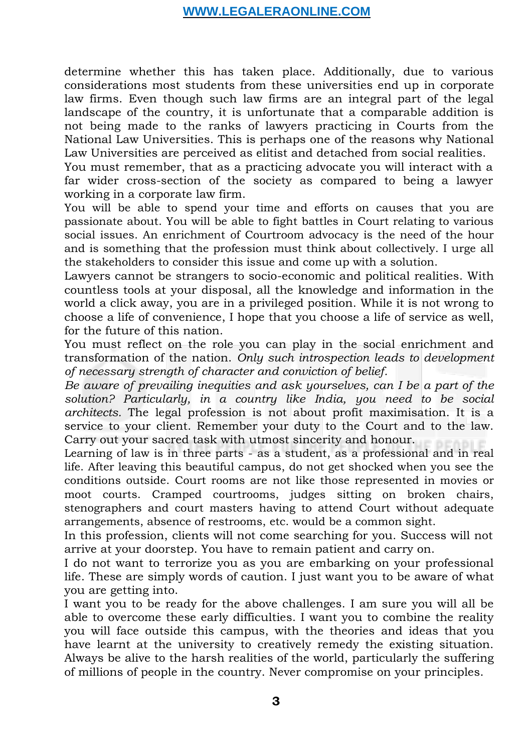determine whether this has taken place. Additionally, due to various considerations most students from these universities end up in corporate law firms. Even though such law firms are an integral part of the legal landscape of the country, it is unfortunate that a comparable addition is not being made to the ranks of lawyers practicing in Courts from the National Law Universities. This is perhaps one of the reasons why National Law Universities are perceived as elitist and detached from social realities.

You must remember, that as a practicing advocate you will interact with a far wider cross-section of the society as compared to being a lawyer working in a corporate law firm.

You will be able to spend your time and efforts on causes that you are passionate about. You will be able to fight battles in Court relating to various social issues. An enrichment of Courtroom advocacy is the need of the hour and is something that the profession must think about collectively. I urge all the stakeholders to consider this issue and come up with a solution.

Lawyers cannot be strangers to socio-economic and political realities. With countless tools at your disposal, all the knowledge and information in the world a click away, you are in a privileged position. While it is not wrong to choose a life of convenience, I hope that you choose a life of service as well, for the future of this nation.

You must reflect on the role you can play in the social enrichment and transformation of the nation. *Only such introspection leads to development of necessary strength of character and conviction of belief.*

*Be aware of prevailing inequities and ask yourselves, can I be a part of the solution? Particularly, in a country like India, you need to be social architects.* The legal profession is not about profit maximisation. It is a service to your client. Remember your duty to the Court and to the law. Carry out your sacred task with utmost sincerity and honour.

Learning of law is in three parts - as a student, as a professional and in real life. After leaving this beautiful campus, do not get shocked when you see the conditions outside. Court rooms are not like those represented in movies or moot courts. Cramped courtrooms, judges sitting on broken chairs, stenographers and court masters having to attend Court without adequate arrangements, absence of restrooms, etc. would be a common sight.

In this profession, clients will not come searching for you. Success will not arrive at your doorstep. You have to remain patient and carry on.

I do not want to terrorize you as you are embarking on your professional life. These are simply words of caution. I just want you to be aware of what you are getting into.

I want you to be ready for the above challenges. I am sure you will all be able to overcome these early difficulties. I want you to combine the reality you will face outside this campus, with the theories and ideas that you have learnt at the university to creatively remedy the existing situation. Always be alive to the harsh realities of the world, particularly the suffering of millions of people in the country. Never compromise on your principles.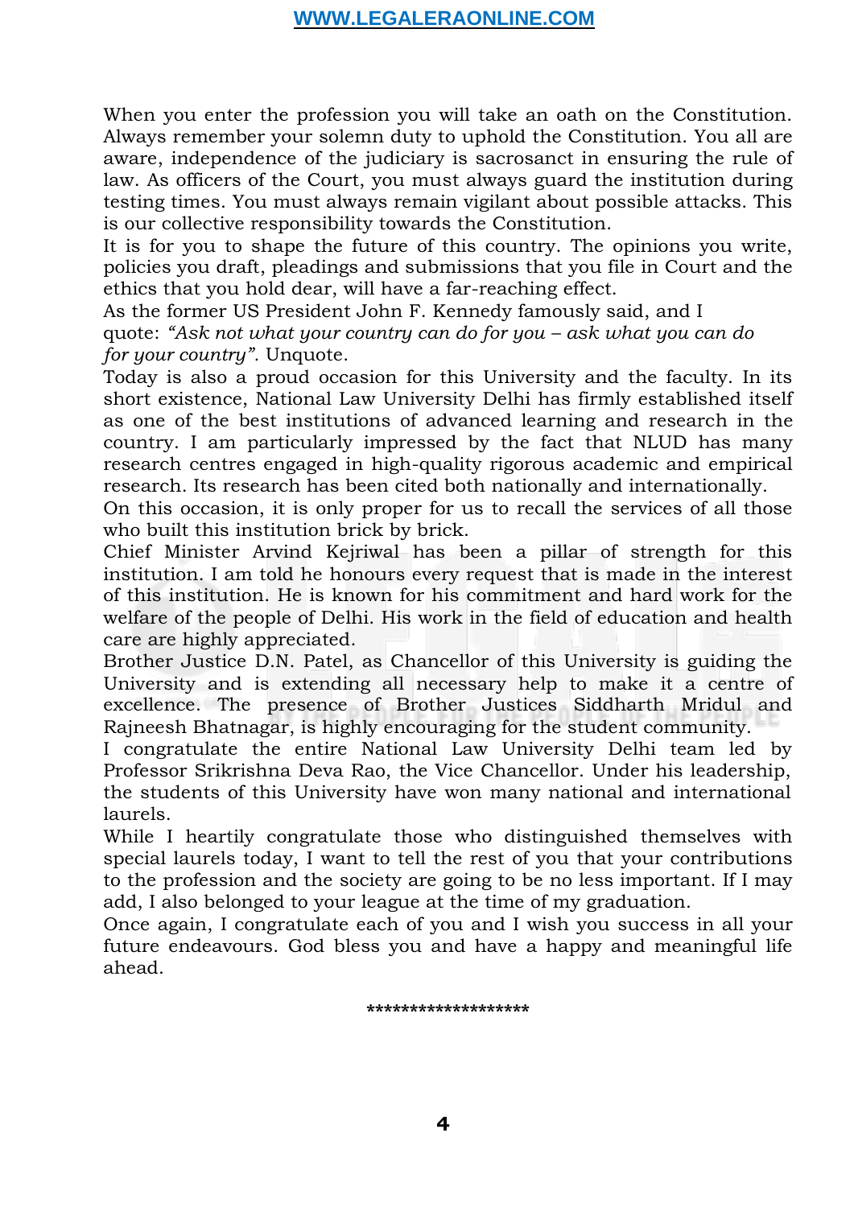When you enter the profession you will take an oath on the Constitution. Always remember your solemn duty to uphold the Constitution. You all are aware, independence of the judiciary is sacrosanct in ensuring the rule of law. As officers of the Court, you must always guard the institution during testing times. You must always remain vigilant about possible attacks. This is our collective responsibility towards the Constitution.

It is for you to shape the future of this country. The opinions you write, policies you draft, pleadings and submissions that you file in Court and the ethics that you hold dear, will have a far-reaching effect.

As the former US President John F. Kennedy famously said, and I quote: *"Ask not what your country can do for you – ask what you can do for your country"*. Unquote.

Today is also a proud occasion for this University and the faculty. In its short existence, National Law University Delhi has firmly established itself as one of the best institutions of advanced learning and research in the country. I am particularly impressed by the fact that NLUD has many research centres engaged in high-quality rigorous academic and empirical research. Its research has been cited both nationally and internationally.

On this occasion, it is only proper for us to recall the services of all those who built this institution brick by brick.

Chief Minister Arvind Kejriwal has been a pillar of strength for this institution. I am told he honours every request that is made in the interest of this institution. He is known for his commitment and hard work for the welfare of the people of Delhi. His work in the field of education and health care are highly appreciated.

Brother Justice D.N. Patel, as Chancellor of this University is guiding the University and is extending all necessary help to make it a centre of excellence. The presence of Brother Justices Siddharth Mridul and Rajneesh Bhatnagar, is highly encouraging for the student community.

I congratulate the entire National Law University Delhi team led by Professor Srikrishna Deva Rao, the Vice Chancellor. Under his leadership, the students of this University have won many national and international laurels.

While I heartily congratulate those who distinguished themselves with special laurels today, I want to tell the rest of you that your contributions to the profession and the society are going to be no less important. If I may add, I also belonged to your league at the time of my graduation.

Once again, I congratulate each of you and I wish you success in all your future endeavours. God bless you and have a happy and meaningful life ahead.

******************